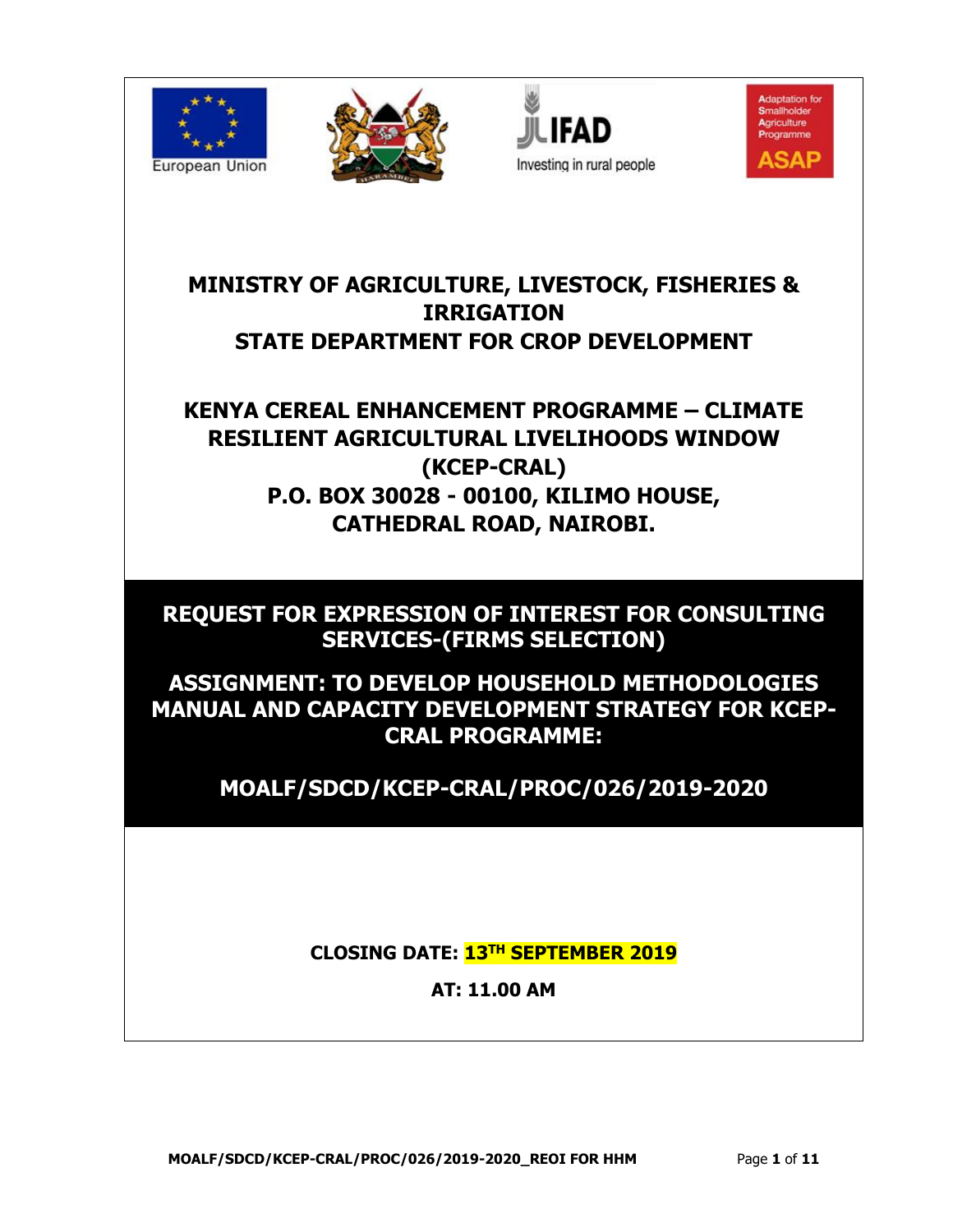European Union

Investing in rural people

Adaptation for Smallholder Agriculture Programme ASAP

# MINISTRY OF AGRICULTURE, LIVESTOCK, FISHERIES & IRRIGATION
# STATE DEPARTMENT FOR CROP DEVELOPMENT

## KENYA CEREAL ENHANCEMENT PROGRAMME – CLIMATE RESILIENT AGRICULTURAL LIVELIHOODS WINDOW (KCEP-CRAL)

**P.O. BOX 30028 - 00100, KILIMO HOUSE, CATHEDRAL ROAD, NAIROBI.**

## REQUEST FOR EXPRESSION OF INTEREST FOR CONSULTING SERVICES-(FIRMS SELECTION)

## ASSIGNMENT: TO DEVELOP HOUSEHOLD METHODOLOGIES MANUAL AND CAPACITY DEVELOPMENT STRATEGY FOR KCEP-CRAL PROGRAMME:

## MOALF/SDCD/KCEP-CRAL/PROC/026/2019-2020

**CLOSING DATE: 13TH SEPTEMBER 2019**

**AT: 11.00 AM**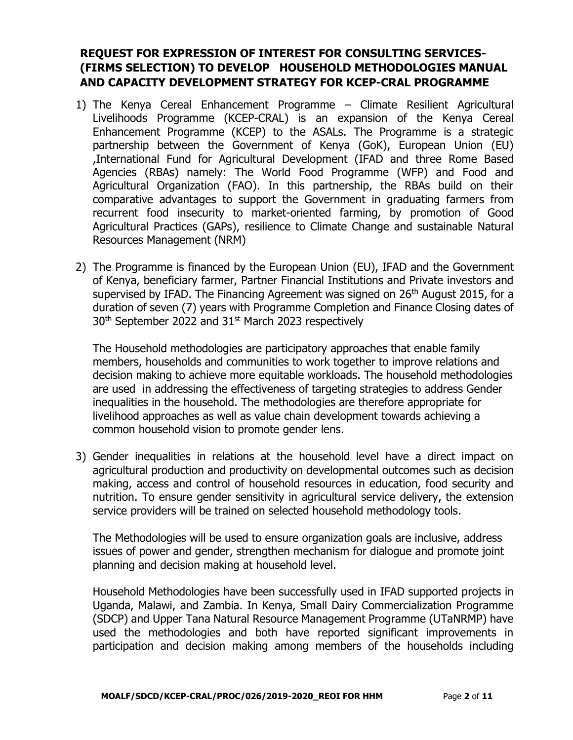## REQUEST FOR EXPRESSION OF INTEREST FOR CONSULTING SERVICES- (FIRMS SELECTION) TO DEVELOP HOUSEHOLD METHODOLOGIES MANUAL AND CAPACITY DEVELOPMENT STRATEGY FOR KCEP-CRAL PROGRAMME

1) The Kenya Cereal Enhancement Programme – Climate Resilient Agricultural Livelihoods Programme (KCEP-CRAL) is an expansion of the Kenya Cereal Enhancement Programme (KCEP) to the ASALs. The Programme is a strategic partnership between the Government of Kenya (GoK), European Union (EU) ,International Fund for Agricultural Development (IFAD and three Rome Based Agencies (RBAs) namely: The World Food Programme (WFP) and Food and Agricultural Organization (FAO). In this partnership, the RBAs build on their comparative advantages to support the Government in graduating farmers from recurrent food insecurity to market-oriented farming, by promotion of Good Agricultural Practices (GAPs), resilience to Climate Change and sustainable Natural Resources Management (NRM)

2) The Programme is financed by the European Union (EU), IFAD and the Government of Kenya, beneficiary farmer, Partner Financial Institutions and Private investors and supervised by IFAD. The Financing Agreement was signed on 26th August 2015, for a duration of seven (7) years with Programme Completion and Finance Closing dates of 30th September 2022 and 31st March 2023 respectively

   The Household methodologies are participatory approaches that enable family members, households and communities to work together to improve relations and decision making to achieve more equitable workloads. The household methodologies are used in addressing the effectiveness of targeting strategies to address Gender inequalities in the household. The methodologies are therefore appropriate for livelihood approaches as well as value chain development towards achieving a common household vision to promote gender lens.

3) Gender inequalities in relations at the household level have a direct impact on agricultural production and productivity on developmental outcomes such as decision making, access and control of household resources in education, food security and nutrition. To ensure gender sensitivity in agricultural service delivery, the extension service providers will be trained on selected household methodology tools.

   The Methodologies will be used to ensure organization goals are inclusive, address issues of power and gender, strengthen mechanism for dialogue and promote joint planning and decision making at household level.

   Household Methodologies have been successfully used in IFAD supported projects in Uganda, Malawi, and Zambia. In Kenya, Small Dairy Commercialization Programme (SDCP) and Upper Tana Natural Resource Management Programme (UTaNRMP) have used the methodologies and both have reported significant improvements in participation and decision making among members of the households including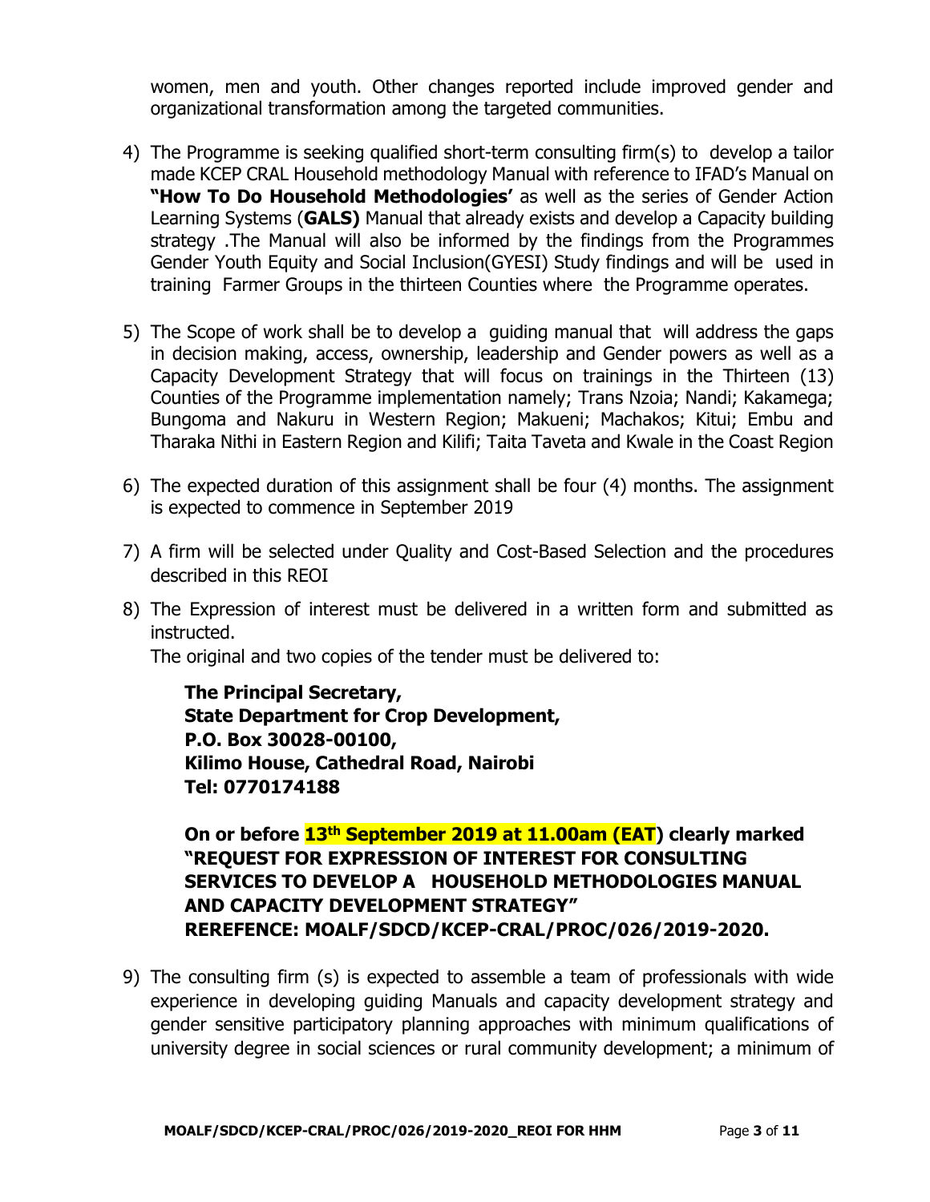women, men and youth. Other changes reported include improved gender and organizational transformation among the targeted communities.

4) The Programme is seeking qualified short-term consulting firm(s) to develop a tailor made KCEP CRAL Household methodology Manual with reference to IFAD's Manual on **"How To Do Household Methodologies'** as well as the series of Gender Action Learning Systems (**GALS)** Manual that already exists and develop a Capacity building strategy .The Manual will also be informed by the findings from the Programmes Gender Youth Equity and Social Inclusion(GYESI) Study findings and will be used in training Farmer Groups in the thirteen Counties where the Programme operates.

5) The Scope of work shall be to develop a guiding manual that will address the gaps in decision making, access, ownership, leadership and Gender powers as well as a Capacity Development Strategy that will focus on trainings in the Thirteen (13) Counties of the Programme implementation namely; Trans Nzoia; Nandi; Kakamega; Bungoma and Nakuru in Western Region; Makueni; Machakos; Kitui; Embu and Tharaka Nithi in Eastern Region and Kilifi; Taita Taveta and Kwale in the Coast Region

6) The expected duration of this assignment shall be four (4) months. The assignment is expected to commence in September 2019

7) A firm will be selected under Quality and Cost-Based Selection and the procedures described in this REOI

8) The Expression of interest must be delivered in a written form and submitted as instructed.
   The original and two copies of the tender must be delivered to:

   **The Principal Secretary,**
   **State Department for Crop Development,**
   **P.O. Box 30028-00100,**
   **Kilimo House, Cathedral Road, Nairobi**
   **Tel: 0770174188**

   **On or before 13th September 2019 at 11.00am (EAT) clearly marked "REQUEST FOR EXPRESSION OF INTEREST FOR CONSULTING SERVICES TO DEVELOP A HOUSEHOLD METHODOLOGIES MANUAL AND CAPACITY DEVELOPMENT STRATEGY" REREFENCE: MOALF/SDCD/KCEP-CRAL/PROC/026/2019-2020.**

9) The consulting firm (s) is expected to assemble a team of professionals with wide experience in developing guiding Manuals and capacity development strategy and gender sensitive participatory planning approaches with minimum qualifications of university degree in social sciences or rural community development; a minimum of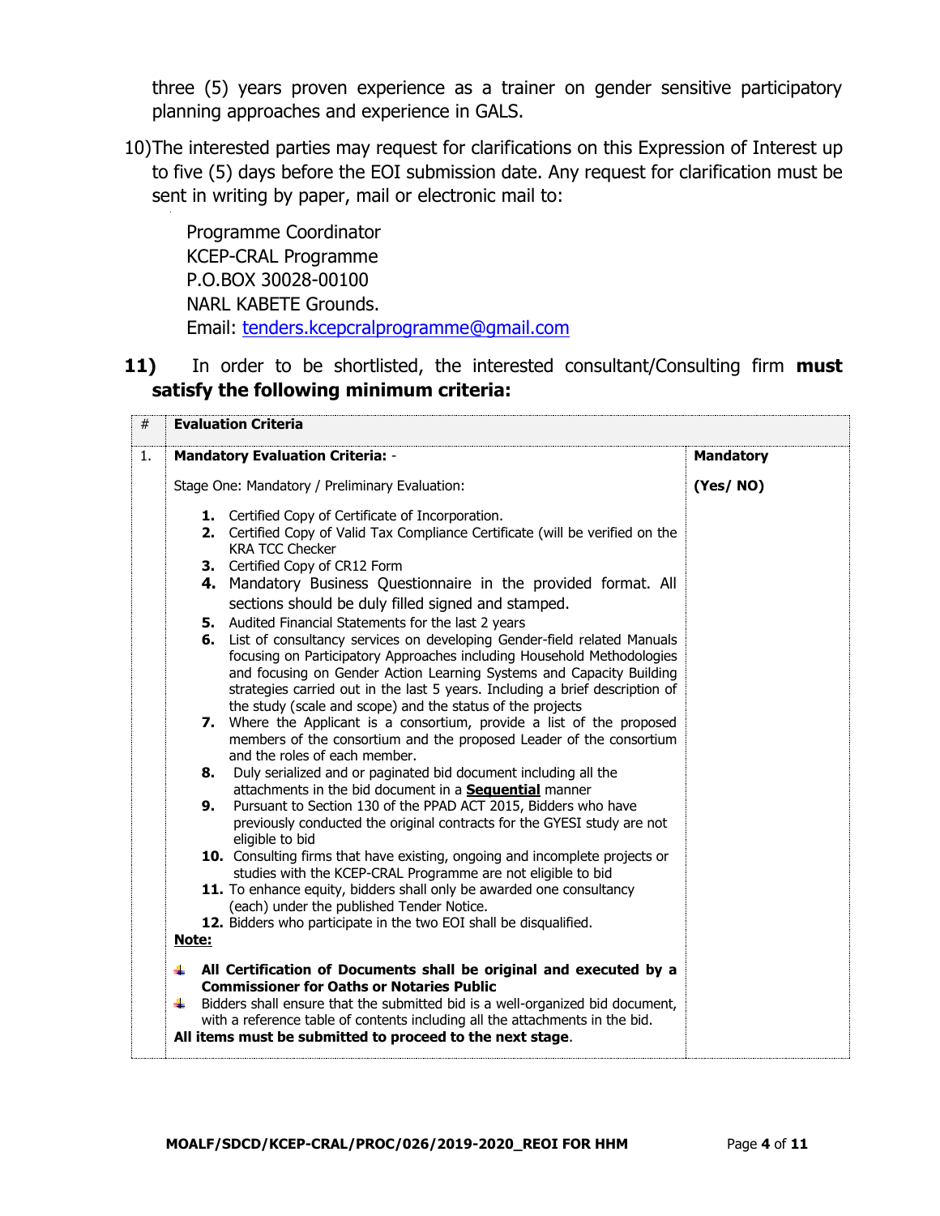three (5) years proven experience as a trainer on gender sensitive participatory planning approaches and experience in GALS.

10) The interested parties may request for clarifications on this Expression of Interest up to five (5) days before the EOI submission date. Any request for clarification must be sent in writing by paper, mail or electronic mail to:

Programme Coordinator
KCEP-CRAL Programme
P.O.BOX 30028-00100
NARL KABETE Grounds.
Email: tenders.kcepcralprogramme@gmail.com

**11)** In order to be shortlisted, the interested consultant/Consulting firm **must satisfy the following minimum criteria:**

| # | Evaluation Criteria | |
|---|---|---|
| 1. | **Mandatory Evaluation Criteria:** -<br><br>Stage One: Mandatory / Preliminary Evaluation:<br><br>**1.** Certified Copy of Certificate of Incorporation.<br>**2.** Certified Copy of Valid Tax Compliance Certificate (will be verified on the KRA TCC Checker<br>**3.** Certified Copy of CR12 Form<br>**4.** Mandatory Business Questionnaire in the provided format. All sections should be duly filled signed and stamped.<br>**5.** Audited Financial Statements for the last 2 years<br>**6.** List of consultancy services on developing Gender-field related Manuals focusing on Participatory Approaches including Household Methodologies and focusing on Gender Action Learning Systems and Capacity Building strategies carried out in the last 5 years. Including a brief description of the study (scale and scope) and the status of the projects<br>**7.** Where the Applicant is a consortium, provide a list of the proposed members of the consortium and the proposed Leader of the consortium and the roles of each member.<br>**8.** Duly serialized and or paginated bid document including all the attachments in the bid document in a **<u>Sequential</u>** manner<br>**9.** Pursuant to Section 130 of the PPAD ACT 2015, Bidders who have previously conducted the original contracts for the GYESI study are not eligible to bid<br>**10.** Consulting firms that have existing, ongoing and incomplete projects or studies with the KCEP-CRAL Programme are not eligible to bid<br>**11.** To enhance equity, bidders shall only be awarded one consultancy (each) under the published Tender Notice.<br>**12.** Bidders who participate in the two EOI shall be disqualified.<br><br>**<u>Note:</u>**<br><br>- **All Certification of Documents shall be original and executed by a Commissioner for Oaths or Notaries Public**<br>- Bidders shall ensure that the submitted bid is a well-organized bid document, with a reference table of contents including all the attachments in the bid.<br><br>**All items must be submitted to proceed to the next stage**. | **Mandatory**<br><br>**(Yes/ NO)** |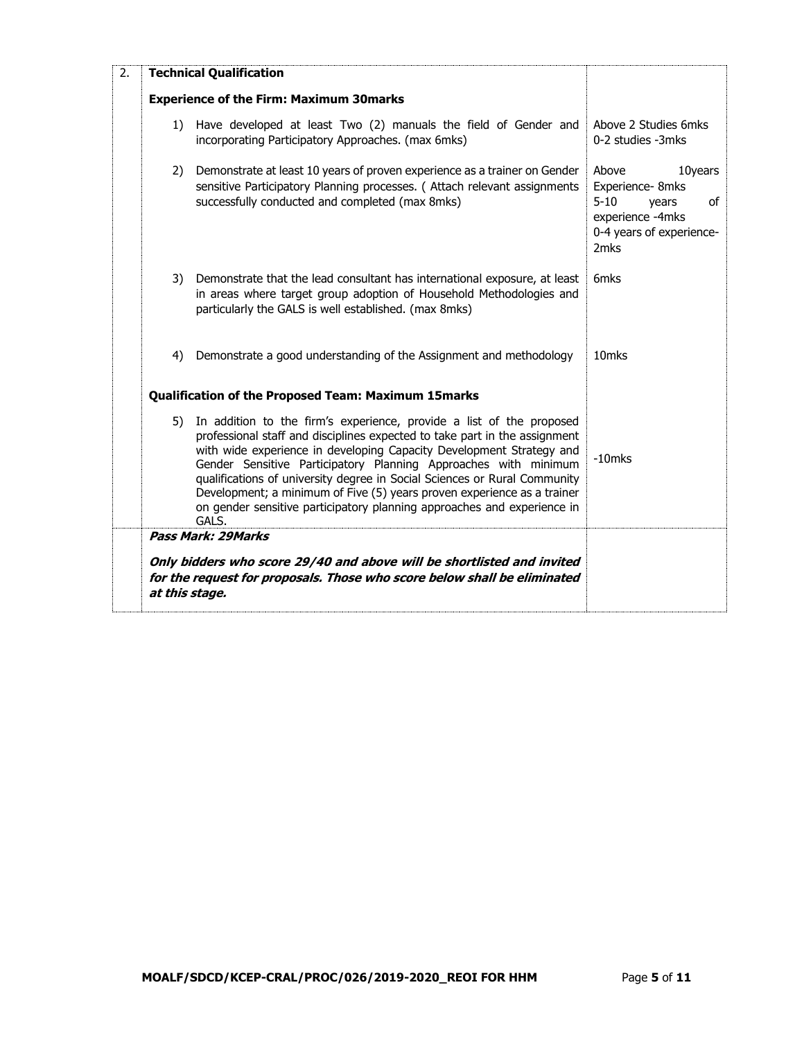| 2. | **Technical Qualification** | |
|---|---|---|
| | **Experience of the Firm: Maximum 30marks** | |
| | 1) Have developed at least Two (2) manuals the field of Gender and incorporating Participatory Approaches. (max 6mks) | Above 2 Studies 6mks<br>0-2 studies -3mks |
| | 2) Demonstrate at least 10 years of proven experience as a trainer on Gender sensitive Participatory Planning processes. ( Attach relevant assignments successfully conducted and completed (max 8mks) | Above 10years Experience- 8mks<br>5-10 years of experience -4mks<br>0-4 years of experience- 2mks |
| | 3) Demonstrate that the lead consultant has international exposure, at least in areas where target group adoption of Household Methodologies and particularly the GALS is well established. (max 8mks) | 6mks |
| | 4) Demonstrate a good understanding of the Assignment and methodology | 10mks |
| | **Qualification of the Proposed Team: Maximum 15marks** | |
| | 5) In addition to the firm's experience, provide a list of the proposed professional staff and disciplines expected to take part in the assignment with wide experience in developing Capacity Development Strategy and Gender Sensitive Participatory Planning Approaches with minimum qualifications of university degree in Social Sciences or Rural Community Development; a minimum of Five (5) years proven experience as a trainer on gender sensitive participatory planning approaches and experience in GALS. | -10mks |
| | ***Pass Mark: 29Marks***<br><br>***Only bidders who score 29/40 and above will be shortlisted and invited for the request for proposals. Those who score below shall be eliminated at this stage.*** | |

**MOALF/SDCD/KCEP-CRAL/PROC/026/2019-2020_REOI FOR HHM**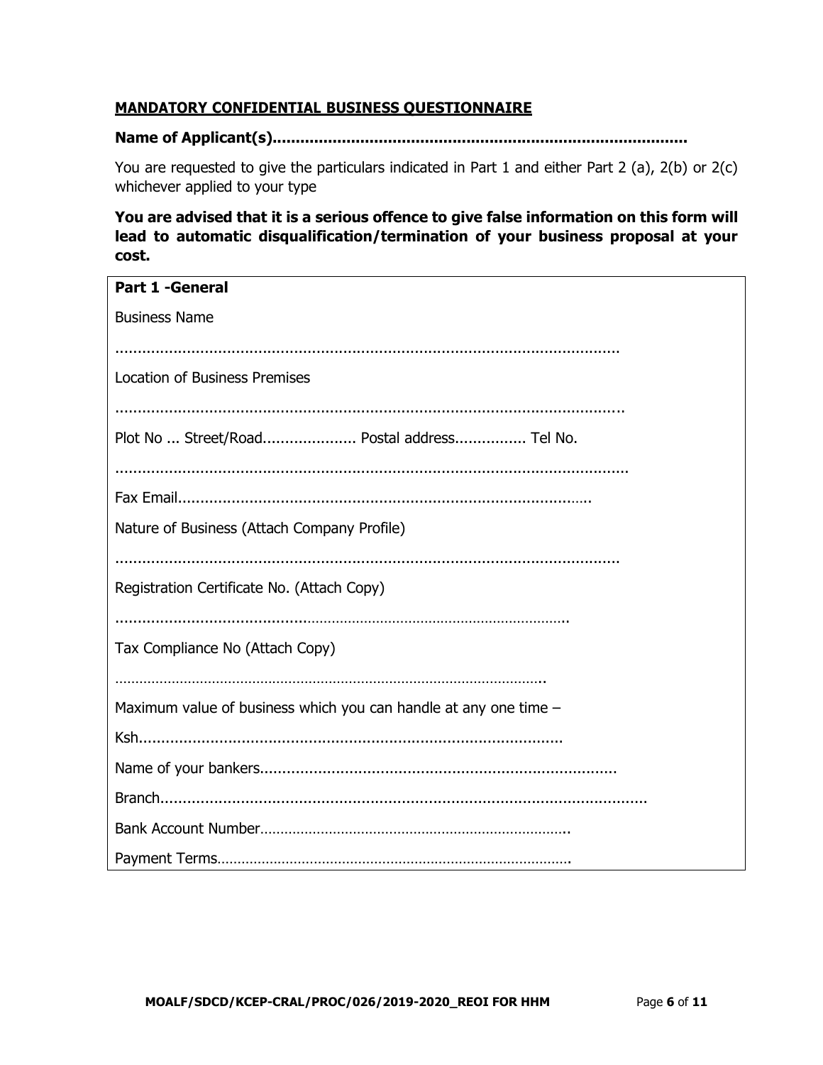**MANDATORY CONFIDENTIAL BUSINESS QUESTIONNAIRE**

**Name of Applicant(s)........................................................................................**

You are requested to give the particulars indicated in Part 1 and either Part 2 (a), 2(b) or 2(c) whichever applied to your type

**You are advised that it is a serious offence to give false information on this form will lead to automatic disqualification/termination of your business proposal at your cost.**

| **Part 1 -General** |
|---|
| Business Name |
| ................................................................................................................ |
| Location of Business Premises |
| ................................................................................................................ |
| Plot No ... Street/Road.................... Postal address............... Tel No. |
| ................................................................................................................ |
| Fax Email.......................................................................................... |
| Nature of Business (Attach Company Profile) |
| ................................................................................................................ |
| Registration Certificate No. (Attach Copy) |
| .......................................................................................................... |
| Tax Compliance No (Attach Copy) |
| ……………………………………………………………………………………………….. |
| Maximum value of business which you can handle at any one time – |
| Ksh............................................................................................ |
| Name of your bankers............................................................................ |
| Branch............................................................................................................ |
| Bank Account Number………………………………………………………………….. |
| Payment Terms……………………………………………………………………………. |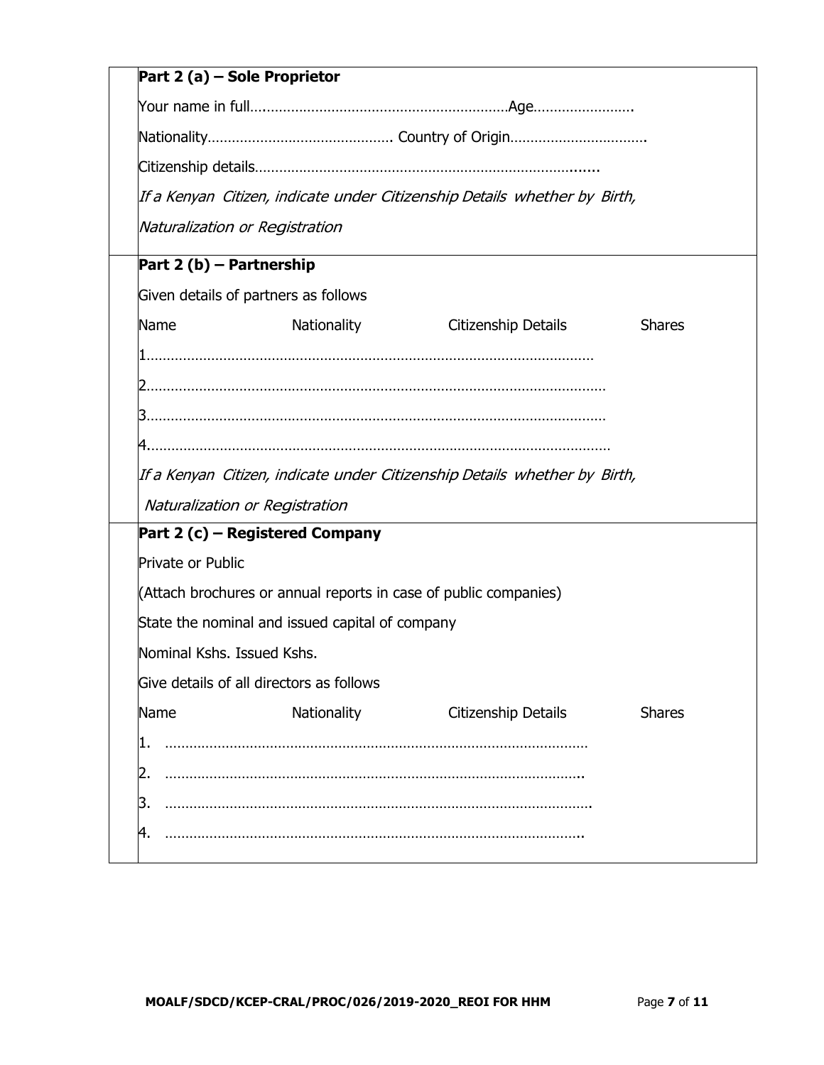**Part 2 (a) – Sole Proprietor**

Your name in full…..........................................................Age…………………….

Nationality………………………………………. Country of Origin…………………………….

Citizenship details………………………………………………………………………........

*If a Kenyan Citizen, indicate under Citizenship Details whether by Birth, Naturalization or Registration*

**Part 2 (b) – Partnership**

Given details of partners as follows

| Name | Nationality | Citizenship Details | Shares |
|---|---|---|---|
| 1……………………………………………………………………………………………… | | | |
| 2……………………………………………………………………………………………… | | | |
| 3……………………………………………………………………………………………… | | | |
| 4……………………………………………………………………………………………… | | | |

*If a Kenyan Citizen, indicate under Citizenship Details whether by Birth, Naturalization or Registration*

**Part 2 (c) – Registered Company**

Private or Public

(Attach brochures or annual reports in case of public companies)

State the nominal and issued capital of company

Nominal Kshs. Issued Kshs.

Give details of all directors as follows

| Name | Nationality | Citizenship Details | Shares |
|---|---|---|---|
| 1. ……………………………………………………………………………………… | | | |
| 2. ……………………………………………………………………………………….. | | | |
| 3. ………………………………………………………………………………………. | | | |
| 4. ……………………………………………………………………………………….. | | | |

**MOALF/SDCD/KCEP-CRAL/PROC/026/2019-2020_REOI FOR HHM**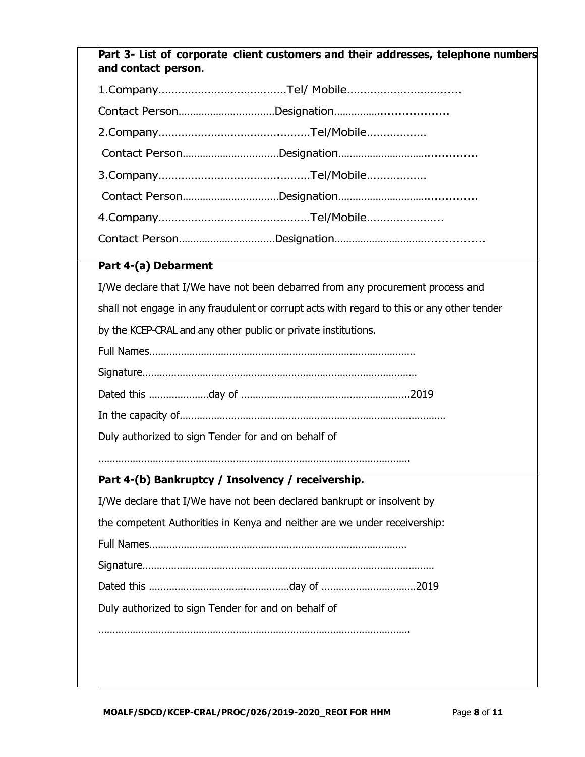**Part 3- List of corporate client customers and their addresses, telephone numbers and contact person**.

1.Company……………………………….....Tel/ Mobile…………………………....

Contact Person……………………………Designation……………...................

2.Company………………………………..........Tel/Mobile………………

Contact Person……………………………Designation……………………….............

3.Company………………………………..........Tel/Mobile………………

Contact Person……………………………Designation……………………….............

4.Company………………………………..........Tel/Mobile…………………..

Contact Person……………………………Designation………………………................

**Part 4-(a) Debarment**

I/We declare that I/We have not been debarred from any procurement process and shall not engage in any fraudulent or corrupt acts with regard to this or any other tender by the KCEP-CRAL and any other public or private institutions.

Full Names………………………………………………………………………………

Signature…………………………………………………………………………………

Dated this …………………day of …………………………………………………..2019

In the capacity of………………………………………………………………………………

Duly authorized to sign Tender for and on behalf of

……………………………………………………………………………………………….

**Part 4-(b) Bankruptcy / Insolvency / receivership.**

I/We declare that I/We have not been declared bankrupt or insolvent by the competent Authorities in Kenya and neither are we under receivership:

Full Names……………………………………………………………………………

Signature…………………………………………………………………………………

Dated this …………………………….…………day of ……………………………2019

Duly authorized to sign Tender for and on behalf of

……………………………………………………………………………………………….

MOALF/SDCD/KCEP-CRAL/PROC/026/2019-2020_REOI FOR HHM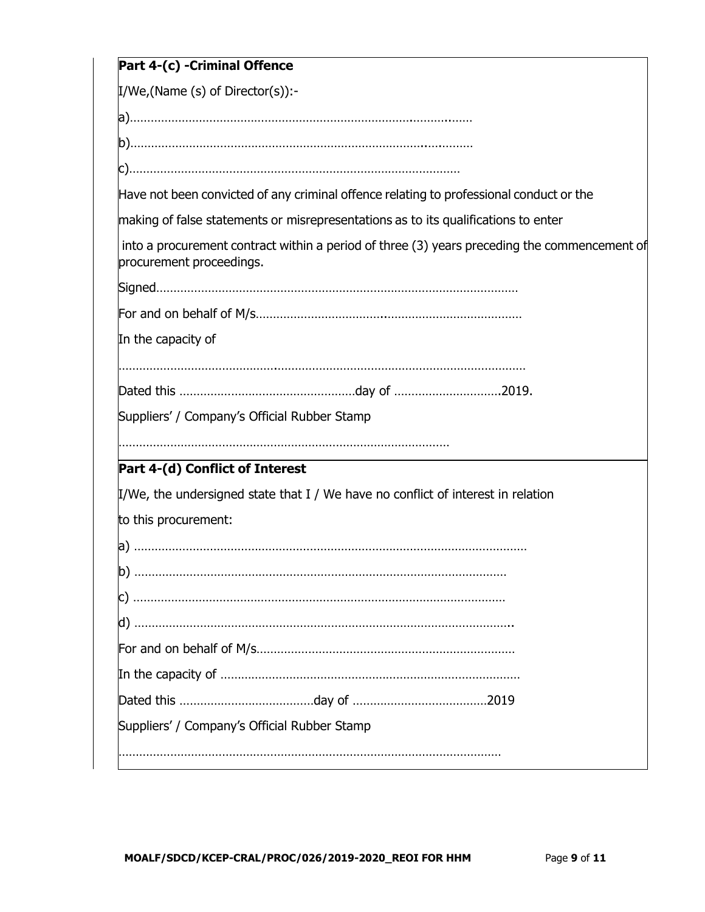**Part 4-(c) -Criminal Offence**

I/We,(Name (s) of Director(s)):-

a)……………………………………………………………………………………

b)……………………………………………………………………………………

c)……………………………………………………………………………………

Have not been convicted of any criminal offence relating to professional conduct or the making of false statements or misrepresentations as to its qualifications to enter into a procurement contract within a period of three (3) years preceding the commencement of procurement proceedings.

Signed……………………………………………………………………………………

For and on behalf of M/s……………………………………………………………………

In the capacity of

……………………………………………………………………………………………

Dated this ……………………………………………day of …………………………2019.

Suppliers' / Company's Official Rubber Stamp

……………………………………………………………………………………

**Part 4-(d) Conflict of Interest**

I/We, the undersigned state that I / We have no conflict of interest in relation to this procurement:

a) ……………………………………………………………………………………………

b) ……………………………………………………………………………………………

c) ……………………………………………………………………………………………

d) ……………………………………………………………………………………………

For and on behalf of M/s……………………………………………………………………

In the capacity of ……………………………………………………………………………

Dated this …………………………………day of …………………………………2019

Suppliers' / Company's Official Rubber Stamp

……………………………………………………………………………………………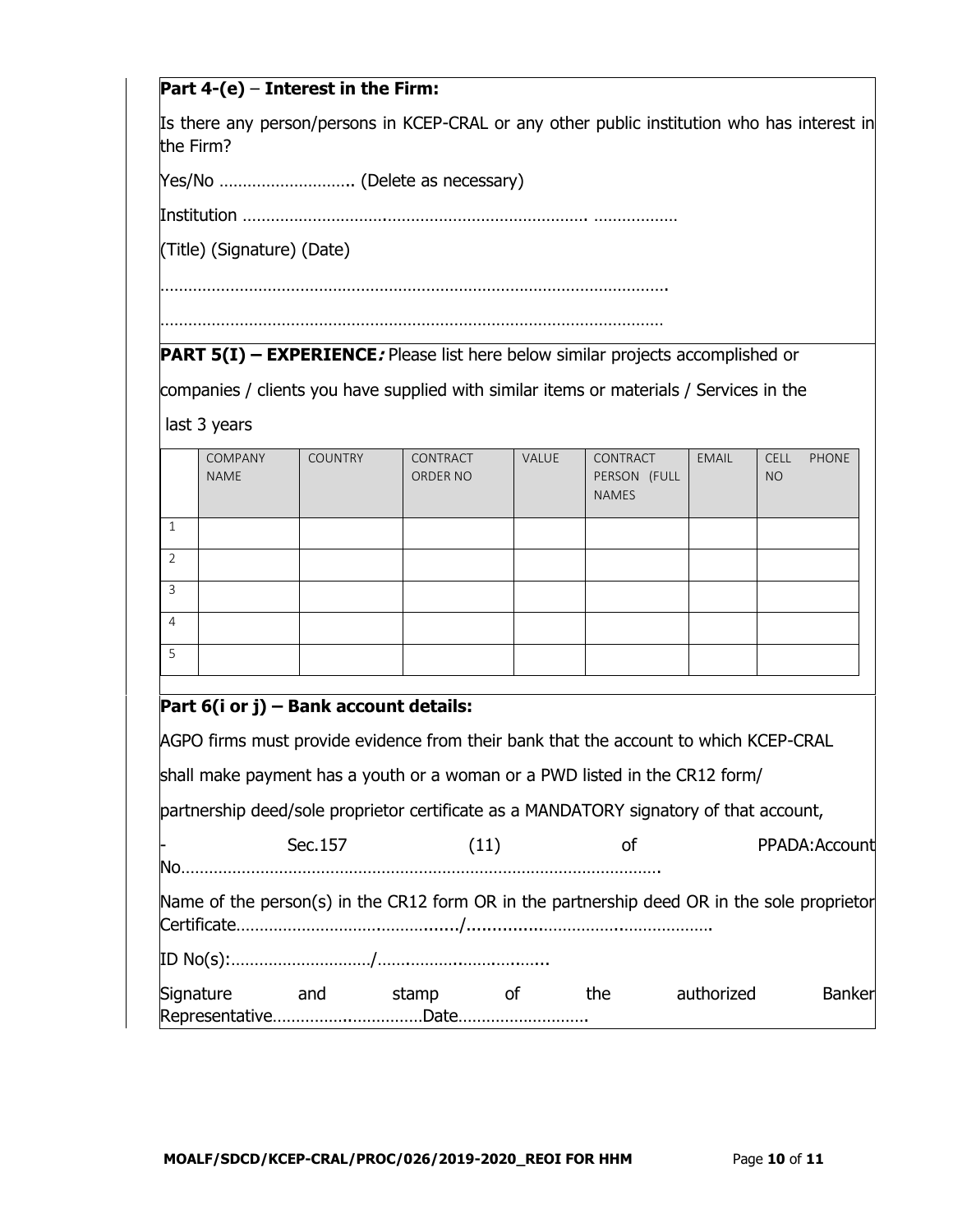**Part 4-(e)** – **Interest in the Firm:**

Is there any person/persons in KCEP-CRAL or any other public institution who has interest in the Firm?

Yes/No ……………………….. (Delete as necessary)

Institution ………………………..…………………………………………. ………………

(Title) (Signature) (Date)

……………………………………………………………………………………………….

………………………………………………………………………………………………

**PART 5(I) – EXPERIENCE:** Please list here below similar projects accomplished or companies / clients you have supplied with similar items or materials / Services in the last 3 years

| | COMPANY NAME | COUNTRY | CONTRACT ORDER NO | VALUE | CONTRACT PERSON (FULL NAMES | EMAIL | CELL PHONE NO |
|---|---|---|---|---|---|---|---|
| 1 | | | | | | | |
| 2 | | | | | | | |
| 3 | | | | | | | |
| 4 | | | | | | | |
| 5 | | | | | | | |

**Part 6(i or j) – Bank account details:**

AGPO firms must provide evidence from their bank that the account to which KCEP-CRAL shall make payment has a youth or a woman or a PWD listed in the CR12 form/ partnership deed/sole proprietor certificate as a MANDATORY signatory of that account,

- Sec.157 (11) of PPADA:Account No…………………………………………………………………………………………

Name of the person(s) in the CR12 form OR in the partnership deed OR in the sole proprietor Certificate……………………………………......./…...…..…..……………..…………………

ID No(s):…………………………/……..………..……….……...

Signature and stamp of the authorized Banker Representative…………….…………….Date……………………….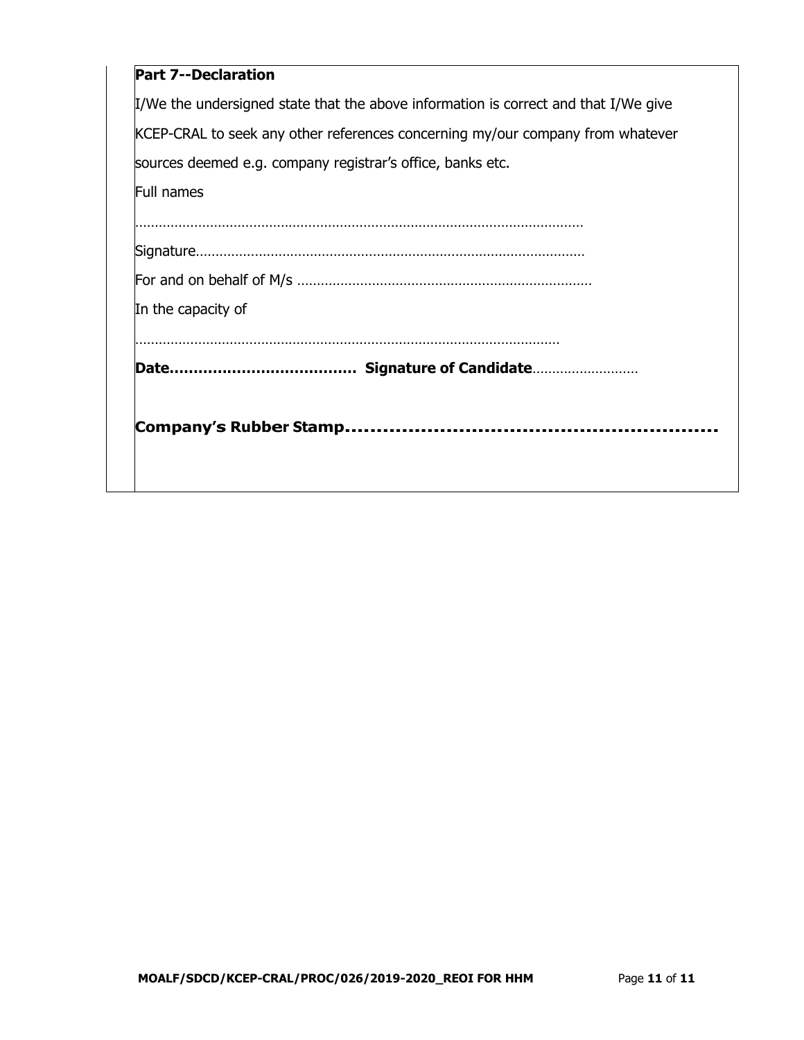**Part 7--Declaration**

I/We the undersigned state that the above information is correct and that I/We give KCEP-CRAL to seek any other references concerning my/our company from whatever sources deemed e.g. company registrar's office, banks etc.

Full names

……………………………………………………………………………………………………

Signature………………………………………………………………………………………

For and on behalf of M/s ………………………………………………………………

In the capacity of

……………………………………………………………………………………………………

**Date………………………………** **Signature of Candidate**………………………

**Company's Rubber Stamp……………………………………………………**